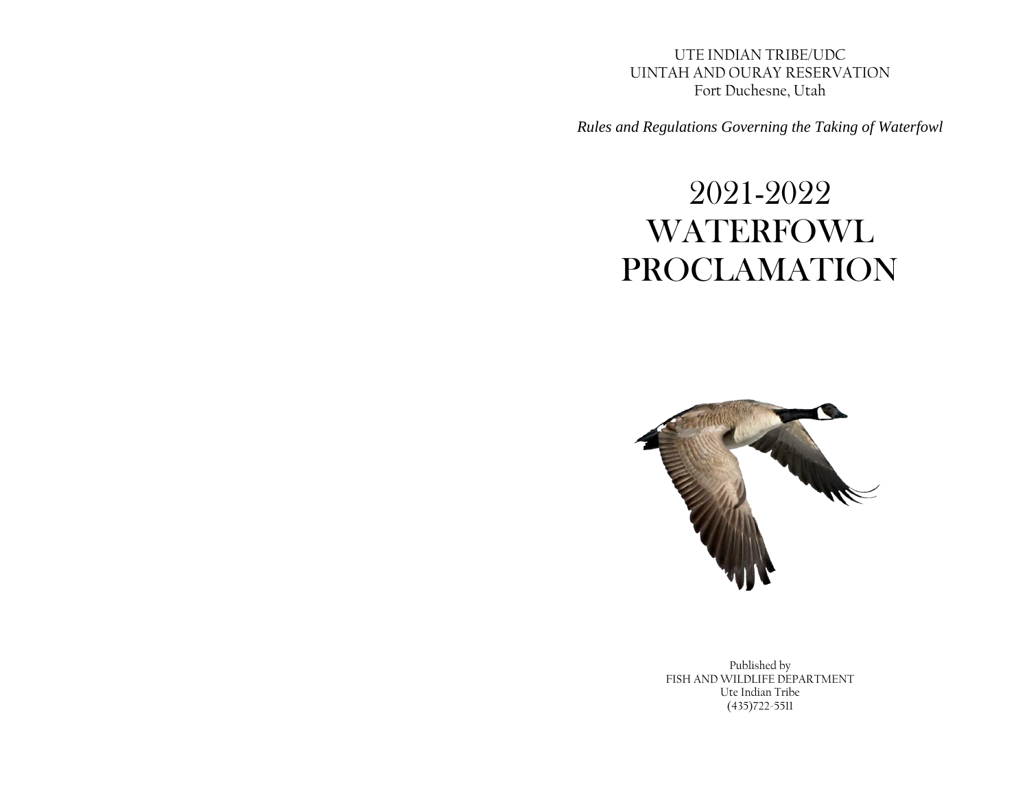UTE INDIAN TRIBE/UDC
UINTAH AND OURAY RESERVATION
Fort Duchesne, Utah

*Rules and Regulations Governing the Taking of Waterfowl*

# 2021-2022 WATERFOWL PROCLAMATION

Published by
FISH AND WILDLIFE DEPARTMENT
Ute Indian Tribe
(435)722-5511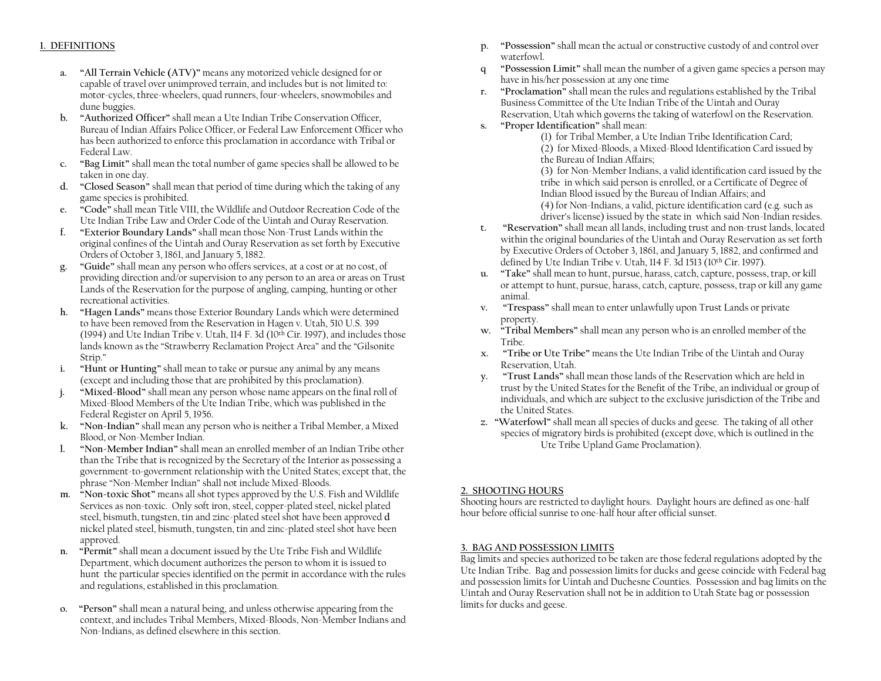## 1. DEFINITIONS

a. **"All Terrain Vehicle (ATV)"** means any motorized vehicle designed for or capable of travel over unimproved terrain, and includes but is not limited to: motor-cycles, three-wheelers, quad runners, four-wheelers, snowmobiles and dune buggies.

b. **"Authorized Officer"** shall mean a Ute Indian Tribe Conservation Officer, Bureau of Indian Affairs Police Officer, or Federal Law Enforcement Officer who has been authorized to enforce this proclamation in accordance with Tribal or Federal Law.

c. **"Bag Limit"** shall mean the total number of game species shall be allowed to be taken in one day.

d. **"Closed Season"** shall mean that period of time during which the taking of any game species is prohibited.

e. **"Code"** shall mean Title VIII, the Wildlife and Outdoor Recreation Code of the Ute Indian Tribe Law and Order Code of the Uintah and Ouray Reservation.

f. **"Exterior Boundary Lands"** shall mean those Non-Trust Lands within the original confines of the Uintah and Ouray Reservation as set forth by Executive Orders of October 3, 1861, and January 5, 1882.

g. **"Guide"** shall mean any person who offers services, at a cost or at no cost, of providing direction and/or supervision to any person to an area or areas on Trust Lands of the Reservation for the purpose of angling, camping, hunting or other recreational activities.

h. **"Hagen Lands"** means those Exterior Boundary Lands which were determined to have been removed from the Reservation in Hagen v. Utah, 510 U.S. 399 (1994) and Ute Indian Tribe v. Utah, 114 F. 3d (10th Cir. 1997), and includes those lands known as the "Strawberry Reclamation Project Area" and the "Gilsonite Strip."

i. **"Hunt or Hunting"** shall mean to take or pursue any animal by any means (except and including those that are prohibited by this proclamation).

j. **"Mixed-Blood"** shall mean any person whose name appears on the final roll of Mixed-Blood Members of the Ute Indian Tribe, which was published in the Federal Register on April 5, 1956.

k. **"Non-Indian"** shall mean any person who is neither a Tribal Member, a Mixed Blood, or Non-Member Indian.

l. **"Non-Member Indian"** shall mean an enrolled member of an Indian Tribe other than the Tribe that is recognized by the Secretary of the Interior as possessing a government-to-government relationship with the United States; except that, the phrase "Non-Member Indian" shall not include Mixed-Bloods.

m. **"Non-toxic Shot"** means all shot types approved by the U.S. Fish and Wildlife Services as non-toxic. Only soft iron, steel, copper-plated steel, nickel plated steel, bismuth, tungsten, tin and zinc-plated steel shot have been approved **d** nickel plated steel, bismuth, tungsten, tin and zinc-plated steel shot have been approved.

n. **"Permit"** shall mean a document issued by the Ute Tribe Fish and Wildlife Department, which document authorizes the person to whom it is issued to hunt the particular species identified on the permit in accordance with the rules and regulations, established in this proclamation.

o. **"Person"** shall mean a natural being, and unless otherwise appearing from the context, and includes Tribal Members, Mixed-Bloods, Non-Member Indians and Non-Indians, as defined elsewhere in this section.

p. **"Possession"** shall mean the actual or constructive custody of and control over waterfowl.

q **"Possession Limit"** shall mean the number of a given game species a person may have in his/her possession at any one time

r. **"Proclamation"** shall mean the rules and regulations established by the Tribal Business Committee of the Ute Indian Tribe of the Uintah and Ouray Reservation, Utah which governs the taking of waterfowl on the Reservation.

s. **"Proper Identification"** shall mean:

(1) for Tribal Member, a Ute Indian Tribe Identification Card;

(2) for Mixed-Bloods, a Mixed-Blood Identification Card issued by the Bureau of Indian Affairs;

(3) for Non-Member Indians, a valid identification card issued by the tribe in which said person is enrolled, or a Certificate of Degree of Indian Blood issued by the Bureau of Indian Affairs; and

(4) for Non-Indians, a valid, picture identification card (e.g. such as driver's license) issued by the state in which said Non-Indian resides.

t. **"Reservation"** shall mean all lands, including trust and non-trust lands, located within the original boundaries of the Uintah and Ouray Reservation as set forth by Executive Orders of October 3, 1861, and January 5, 1882, and confirmed and defined by Ute Indian Tribe v. Utah, 114 F. 3d 1513 (10th Cir. 1997).

u. **"Take"** shall mean to hunt, pursue, harass, catch, capture, possess, trap, or kill or attempt to hunt, pursue, harass, catch, capture, possess, trap or kill any game animal.

v. **"Trespass"** shall mean to enter unlawfully upon Trust Lands or private property.

w. **"Tribal Members"** shall mean any person who is an enrolled member of the Tribe.

x. **"Tribe or Ute Tribe"** means the Ute Indian Tribe of the Uintah and Ouray Reservation, Utah.

y. **"Trust Lands"** shall mean those lands of the Reservation which are held in trust by the United States for the Benefit of the Tribe, an individual or group of individuals, and which are subject to the exclusive jurisdiction of the Tribe and the United States.

z. **"Waterfowl"** shall mean all species of ducks and geese. The taking of all other species of migratory birds is prohibited (except dove, which is outlined in the Ute Tribe Upland Game Proclamation).

## 2. SHOOTING HOURS

Shooting hours are restricted to daylight hours. Daylight hours are defined as one-half hour before official sunrise to one-half hour after official sunset.

## 3. BAG AND POSSESSION LIMITS

Bag limits and species authorized to be taken are those federal regulations adopted by the Ute Indian Tribe. Bag and possession limits for ducks and geese coincide with Federal bag and possession limits for Uintah and Duchesne Counties. Possession and bag limits on the Uintah and Ouray Reservation shall not be in addition to Utah State bag or possession limits for ducks and geese.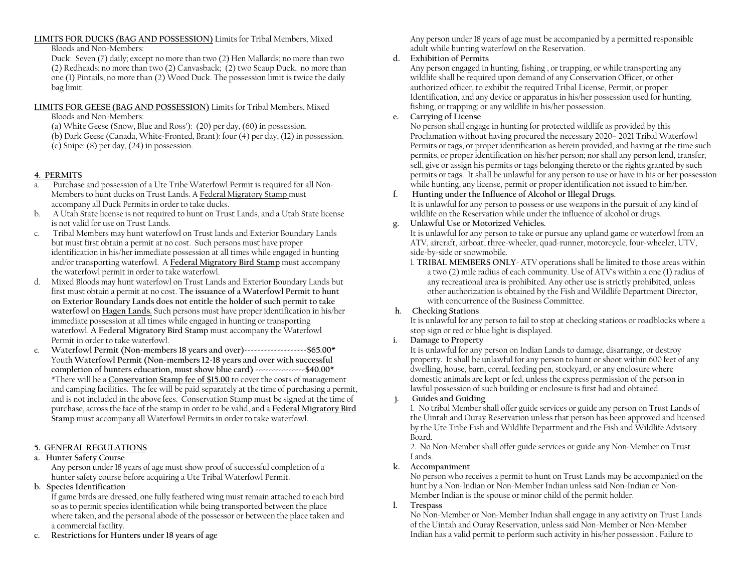**LIMITS FOR DUCKS (BAG AND POSSESSION)** Limits for Tribal Members, Mixed Bloods and Non-Members:

Duck: Seven (7) daily; except no more than two (2) Hen Mallards; no more than two (2) Redheads; no more than two (2) Canvasback; (2) two Scaup Duck, no more than one (1) Pintails, no more than (2) Wood Duck. The possession limit is twice the daily bag limit.

**LIMITS FOR GEESE (BAG AND POSSESSION)** Limits for Tribal Members, Mixed Bloods and Non-Members:

(a) White Geese (Snow, Blue and Ross'): (20) per day, (60) in possession.
(b) Dark Geese (Canada, White-Fronted, Brant): four (4) per day, (12) in possession.
(c) Snipe: (8) per day, (24) in possession.

## 4. PERMITS

a. Purchase and possession of a Ute Tribe Waterfowl Permit is required for all Non-Members to hunt ducks on Trust Lands. A Federal Migratory Stamp must accompany all Duck Permits in order to take ducks.

b. A Utah State license is not required to hunt on Trust Lands, and a Utah State license is not valid for use on Trust Lands.

c. Tribal Members may hunt waterfowl on Trust lands and Exterior Boundary Lands but must first obtain a permit at no cost. Such persons must have proper identification in his/her immediate possession at all times while engaged in hunting and/or transporting waterfowl. A **Federal Migratory Bird Stamp** must accompany the waterfowl permit in order to take waterfowl.

d. Mixed Bloods may hunt waterfowl on Trust Lands and Exterior Boundary Lands but first must obtain a permit at no cost. **The issuance of a Waterfowl Permit to hunt on Exterior Boundary Lands does not entitle the holder of such permit to take waterfowl on Hagen Lands.** Such persons must have proper identification in his/her immediate possession at all times while engaged in hunting or transporting waterfowl. **A Federal Migratory Bird Stamp** must accompany the Waterfowl Permit in order to take waterfowl.

e. **Waterfowl Permit (Non-members 18 years and over)-------------------$65.00***
Youth **Waterfowl Permit (Non-members 12-18 years and over with successful completion of hunters education, must show blue card) ---------------$40.00***
*There will be a **Conservation Stamp fee of $15.00** to cover the costs of management and camping facilities. The fee will be paid separately at the time of purchasing a permit, and is not included in the above fees. Conservation Stamp must be signed at the time of purchase, across the face of the stamp in order to be valid, and a **Federal Migratory Bird Stamp** must accompany all Waterfowl Permits in order to take waterfowl.

## 5. GENERAL REGULATIONS

**a. Hunter Safety Course**
Any person under 18 years of age must show proof of successful completion of a hunter safety course before acquiring a Ute Tribal Waterfowl Permit.

**b. Species Identification**
If game birds are dressed, one fully feathered wing must remain attached to each bird so as to permit species identification while being transported between the place where taken, and the personal abode of the possessor or between the place taken and a commercial facility.

**c. Restrictions for Hunters under 18 years of age**
Any person under 18 years of age must be accompanied by a permitted responsible adult while hunting waterfowl on the Reservation.

**d. Exhibition of Permits**
Any person engaged in hunting, fishing , or trapping, or while transporting any wildlife shall be required upon demand of any Conservation Officer, or other authorized officer, to exhibit the required Tribal License, Permit, or proper Identification, and any device or apparatus in his/her possession used for hunting, fishing, or trapping; or any wildlife in his/her possession.

**e. Carrying of License**
No person shall engage in hunting for protected wildlife as provided by this Proclamation without having procured the necessary 2020– 2021 Tribal Waterfowl Permits or tags, or proper identification as herein provided, and having at the time such permits, or proper identification on his/her person; nor shall any person lend, transfer, sell, give or assign his permits or tags belonging thereto or the rights granted by such permits or tags. It shall be unlawful for any person to use or have in his or her possession while hunting, any license, permit or proper identification not issued to him/her.

**f. Hunting under the Influence of Alcohol or Illegal Drugs.**
It is unlawful for any person to possess or use weapons in the pursuit of any kind of wildlife on the Reservation while under the influence of alcohol or drugs.

**g. Unlawful Use or Motorized Vehicles.**
It is unlawful for any person to take or pursue any upland game or waterfowl from an ATV, aircraft, airboat, three-wheeler, quad-runner, motorcycle, four-wheeler, UTV, side-by-side or snowmobile.

1. **TRIBAL MEMBERS ONLY**- ATV operations shall be limited to those areas within a two (2) mile radius of each community. Use of ATV's within a one (1) radius of any recreational area is prohibited. Any other use is strictly prohibited, unless other authorization is obtained by the Fish and Wildlife Department Director, with concurrence of the Business Committee.

**h. Checking Stations**
It is unlawful for any person to fail to stop at checking stations or roadblocks where a stop sign or red or blue light is displayed.

**i. Damage to Property**
It is unlawful for any person on Indian Lands to damage, disarrange, or destroy property. It shall be unlawful for any person to hunt or shoot within 600 feet of any dwelling, house, barn, corral, feeding pen, stockyard, or any enclosure where domestic animals are kept or fed, unless the express permission of the person in lawful possession of such building or enclosure is first had and obtained.

**j. Guides and Guiding**
1. No tribal Member shall offer guide services or guide any person on Trust Lands of the Uintah and Ouray Reservation unless that person has been approved and licensed by the Ute Tribe Fish and Wildlife Department and the Fish and Wildlife Advisory Board.
2. No Non-Member shall offer guide services or guide any Non-Member on Trust Lands.

**k. Accompaniment**
No person who receives a permit to hunt on Trust Lands may be accompanied on the hunt by a Non-Indian or Non-Member Indian unless said Non-Indian or Non-Member Indian is the spouse or minor child of the permit holder.

**l. Trespass**
No Non-Member or Non-Member Indian shall engage in any activity on Trust Lands of the Uintah and Ouray Reservation, unless said Non-Member or Non-Member Indian has a valid permit to perform such activity in his/her possession . Failure to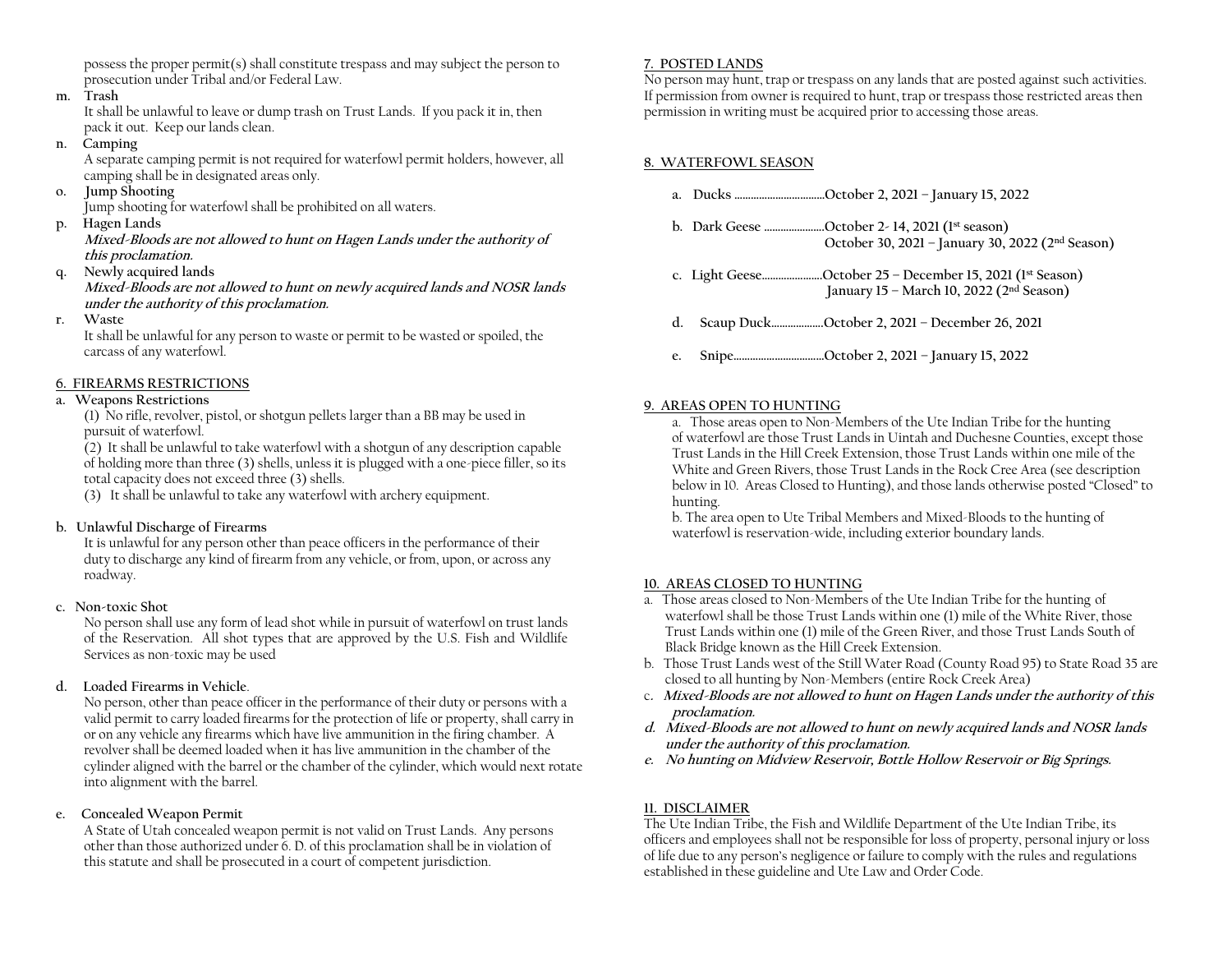possess the proper permit(s) shall constitute trespass and may subject the person to prosecution under Tribal and/or Federal Law.

m. **Trash**

It shall be unlawful to leave or dump trash on Trust Lands. If you pack it in, then pack it out. Keep our lands clean.

n. **Camping**

A separate camping permit is not required for waterfowl permit holders, however, all camping shall be in designated areas only.

o. **Jump Shooting**

Jump shooting for waterfowl shall be prohibited on all waters.

p. **Hagen Lands**

***Mixed-Bloods are not allowed to hunt on Hagen Lands under the authority of this proclamation.***

q. **Newly acquired lands**

***Mixed-Bloods are not allowed to hunt on newly acquired lands and NOSR lands under the authority of this proclamation.***

r. **Waste**

It shall be unlawful for any person to waste or permit to be wasted or spoiled, the carcass of any waterfowl.

## 6. FIREARMS RESTRICTIONS

a. **Weapons Restrictions**

(1) No rifle, revolver, pistol, or shotgun pellets larger than a BB may be used in pursuit of waterfowl.

(2) It shall be unlawful to take waterfowl with a shotgun of any description capable of holding more than three (3) shells, unless it is plugged with a one-piece filler, so its total capacity does not exceed three (3) shells.

(3) It shall be unlawful to take any waterfowl with archery equipment.

b. **Unlawful Discharge of Firearms**

It is unlawful for any person other than peace officers in the performance of their duty to discharge any kind of firearm from any vehicle, or from, upon, or across any roadway.

c. **Non-toxic Shot**

No person shall use any form of lead shot while in pursuit of waterfowl on trust lands of the Reservation. All shot types that are approved by the U.S. Fish and Wildlife Services as non-toxic may be used

d. **Loaded Firearms in Vehicle**.

No person, other than peace officer in the performance of their duty or persons with a valid permit to carry loaded firearms for the protection of life or property, shall carry in or on any vehicle any firearms which have live ammunition in the firing chamber. A revolver shall be deemed loaded when it has live ammunition in the chamber of the cylinder aligned with the barrel or the chamber of the cylinder, which would next rotate into alignment with the barrel.

e. **Concealed Weapon Permit**

A State of Utah concealed weapon permit is not valid on Trust Lands. Any persons other than those authorized under 6. D. of this proclamation shall be in violation of this statute and shall be prosecuted in a court of competent jurisdiction.

## 7. POSTED LANDS

No person may hunt, trap or trespass on any lands that are posted against such activities. If permission from owner is required to hunt, trap or trespass those restricted areas then permission in writing must be acquired prior to accessing those areas.

## 8. WATERFOWL SEASON

a. **Ducks ..................................October 2, 2021 – January 15, 2022**

b. **Dark Geese .......................October 2- 14, 2021 (1st season)**
**October 30, 2021 – January 30, 2022 (2nd Season)**

c. **Light Geese.......................October 25 – December 15, 2021 (1st Season)**
**January 15 – March 10, 2022 (2nd Season)**

d. **Scaup Duck...................October 2, 2021 – December 26, 2021**

e. **Snipe..................................October 2, 2021 – January 15, 2022**

## 9. AREAS OPEN TO HUNTING

a. Those areas open to Non-Members of the Ute Indian Tribe for the hunting of waterfowl are those Trust Lands in Uintah and Duchesne Counties, except those Trust Lands in the Hill Creek Extension, those Trust Lands within one mile of the White and Green Rivers, those Trust Lands in the Rock Cree Area (see description below in 10. Areas Closed to Hunting), and those lands otherwise posted "Closed" to hunting.

b. The area open to Ute Tribal Members and Mixed-Bloods to the hunting of waterfowl is reservation-wide, including exterior boundary lands.

## 10. AREAS CLOSED TO HUNTING

a. Those areas closed to Non-Members of the Ute Indian Tribe for the hunting of waterfowl shall be those Trust Lands within one (1) mile of the White River, those Trust Lands within one (1) mile of the Green River, and those Trust Lands South of Black Bridge known as the Hill Creek Extension.

b. Those Trust Lands west of the Still Water Road (County Road 95) to State Road 35 are closed to all hunting by Non-Members (entire Rock Creek Area)

c. ***Mixed-Bloods are not allowed to hunt on Hagen Lands under the authority of this proclamation.***

d. ***Mixed-Bloods are not allowed to hunt on newly acquired lands and NOSR lands under the authority of this proclamation.***

e. ***No hunting on Midview Reservoir, Bottle Hollow Reservoir or Big Springs.***

## 11. DISCLAIMER

The Ute Indian Tribe, the Fish and Wildlife Department of the Ute Indian Tribe, its officers and employees shall not be responsible for loss of property, personal injury or loss of life due to any person's negligence or failure to comply with the rules and regulations established in these guideline and Ute Law and Order Code.